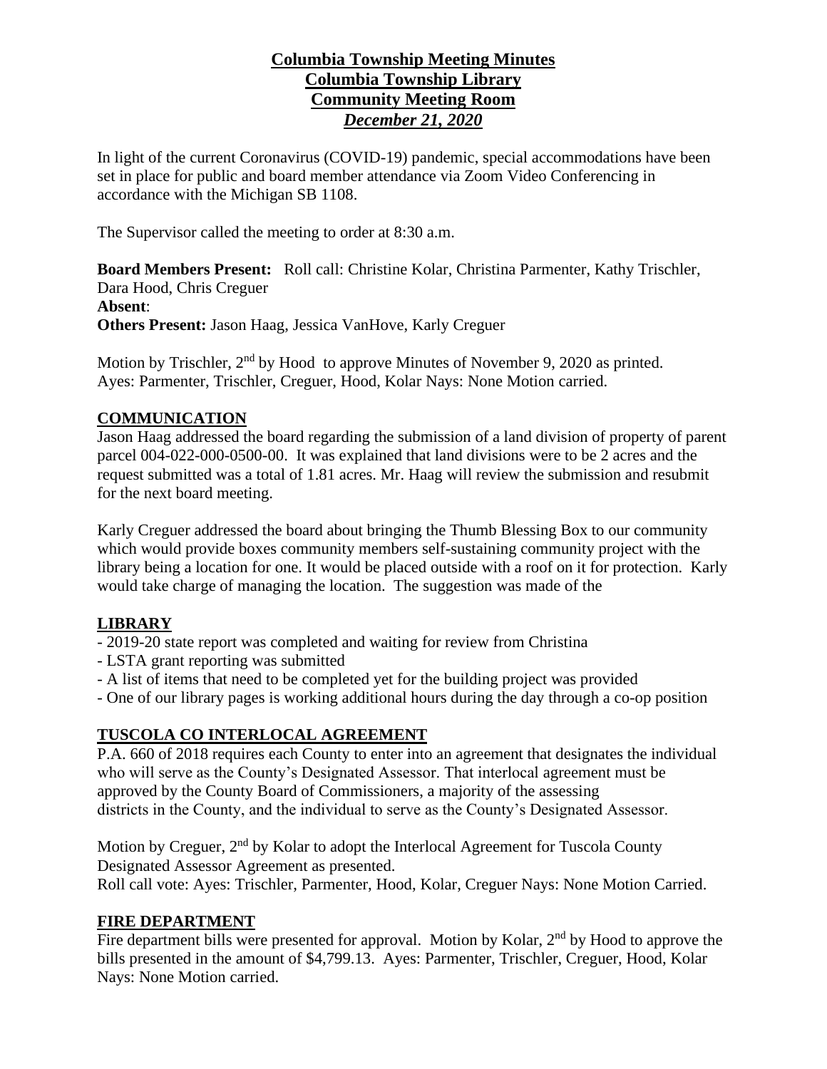# Columbia Township Meeting Minutes
## Columbia Township Library
## Community Meeting Room
## *December 21, 2020*

In light of the current Coronavirus (COVID-19) pandemic, special accommodations have been set in place for public and board member attendance via Zoom Video Conferencing in accordance with the Michigan SB 1108.

The Supervisor called the meeting to order at 8:30 a.m.

**Board Members Present:** Roll call: Christine Kolar, Christina Parmenter, Kathy Trischler, Dara Hood, Chris Creguer
**Absent**:
**Others Present:** Jason Haag, Jessica VanHove, Karly Creguer

Motion by Trischler, 2nd by Hood to approve Minutes of November 9, 2020 as printed. Ayes: Parmenter, Trischler, Creguer, Hood, Kolar Nays: None Motion carried.

## COMMUNICATION

Jason Haag addressed the board regarding the submission of a land division of property of parent parcel 004-022-000-0500-00. It was explained that land divisions were to be 2 acres and the request submitted was a total of 1.81 acres. Mr. Haag will review the submission and resubmit for the next board meeting.

Karly Creguer addressed the board about bringing the Thumb Blessing Box to our community which would provide boxes community members self-sustaining community project with the library being a location for one. It would be placed outside with a roof on it for protection. Karly would take charge of managing the location. The suggestion was made of the

## LIBRARY

- 2019-20 state report was completed and waiting for review from Christina
- LSTA grant reporting was submitted
- A list of items that need to be completed yet for the building project was provided
- One of our library pages is working additional hours during the day through a co-op position

## TUSCOLA CO INTERLOCAL AGREEMENT

P.A. 660 of 2018 requires each County to enter into an agreement that designates the individual who will serve as the County's Designated Assessor. That interlocal agreement must be approved by the County Board of Commissioners, a majority of the assessing districts in the County, and the individual to serve as the County's Designated Assessor.

Motion by Creguer, 2nd by Kolar to adopt the Interlocal Agreement for Tuscola County Designated Assessor Agreement as presented.
Roll call vote: Ayes: Trischler, Parmenter, Hood, Kolar, Creguer Nays: None Motion Carried.

## FIRE DEPARTMENT

Fire department bills were presented for approval. Motion by Kolar, 2nd by Hood to approve the bills presented in the amount of $4,799.13. Ayes: Parmenter, Trischler, Creguer, Hood, Kolar Nays: None Motion carried.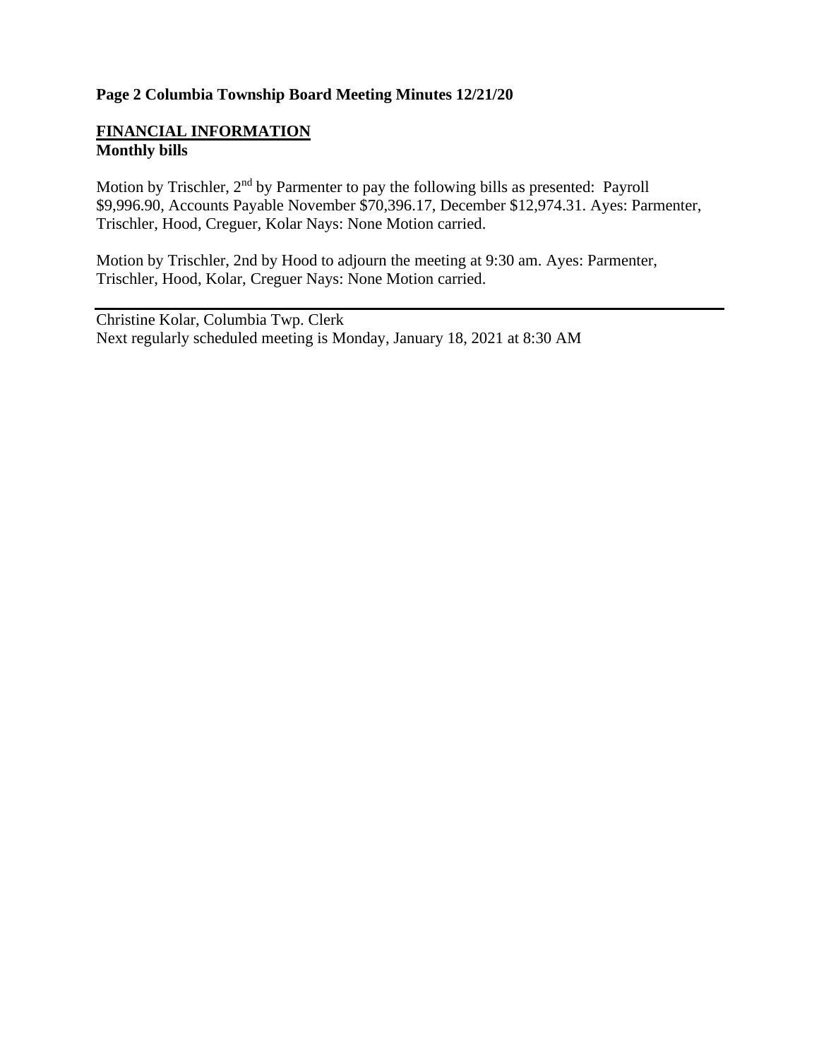**Page 2 Columbia Township Board Meeting Minutes 12/21/20**

## FINANCIAL INFORMATION

**Monthly bills**

Motion by Trischler, 2nd by Parmenter to pay the following bills as presented: Payroll $9,996.90, Accounts Payable November $70,396.17, December $12,974.31. Ayes: Parmenter, Trischler, Hood, Creguer, Kolar Nays: None Motion carried.

Motion by Trischler, 2nd by Hood to adjourn the meeting at 9:30 am. Ayes: Parmenter, Trischler, Hood, Kolar, Creguer Nays: None Motion carried.

---

Christine Kolar, Columbia Twp. Clerk
Next regularly scheduled meeting is Monday, January 18, 2021 at 8:30 AM